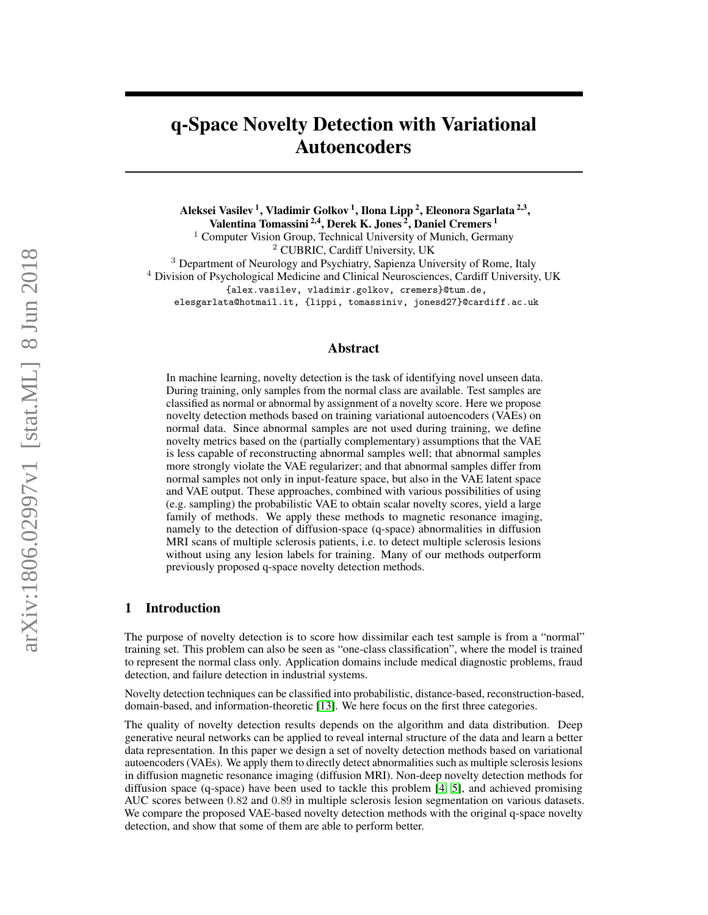# q-Space Novelty Detection with Variational Autoencoders

**Aleksei Vasilev [1], Vladimir Golkov [1], Ilona Lipp [2], Eleonora Sgarlata [2,3], Valentina Tomassini [2,4], Derek K. Jones [2], Daniel Cremers [1]**

[1] Computer Vision Group, Technical University of Munich, Germany
[2] CUBRIC, Cardiff University, UK
[3] Department of Neurology and Psychiatry, Sapienza University of Rome, Italy
[4] Division of Psychological Medicine and Clinical Neurosciences, Cardiff University, UK

{alex.vasilev, vladimir.golkov, cremers}@tum.de,
elesgarlata@hotmail.it, {lippi, tomassiniv, jonesd27}@cardiff.ac.uk

## Abstract

In machine learning, novelty detection is the task of identifying novel unseen data. During training, only samples from the normal class are available. Test samples are classified as normal or abnormal by assignment of a novelty score. Here we propose novelty detection methods based on training variational autoencoders (VAEs) on normal data. Since abnormal samples are not used during training, we define novelty metrics based on the (partially complementary) assumptions that the VAE is less capable of reconstructing abnormal samples well; that abnormal samples more strongly violate the VAE regularizer; and that abnormal samples differ from normal samples not only in input-feature space, but also in the VAE latent space and VAE output. These approaches, combined with various possibilities of using (e.g. sampling) the probabilistic VAE to obtain scalar novelty scores, yield a large family of methods. We apply these methods to magnetic resonance imaging, namely to the detection of diffusion-space (q-space) abnormalities in diffusion MRI scans of multiple sclerosis patients, i.e. to detect multiple sclerosis lesions without using any lesion labels for training. Many of our methods outperform previously proposed q-space novelty detection methods.

## 1 Introduction

The purpose of novelty detection is to score how dissimilar each test sample is from a "normal" training set. This problem can also be seen as "one-class classification", where the model is trained to represent the normal class only. Application domains include medical diagnostic problems, fraud detection, and failure detection in industrial systems.

Novelty detection techniques can be classified into probabilistic, distance-based, reconstruction-based, domain-based, and information-theoretic [13]. We here focus on the first three categories.

The quality of novelty detection results depends on the algorithm and data distribution. Deep generative neural networks can be applied to reveal internal structure of the data and learn a better data representation. In this paper we design a set of novelty detection methods based on variational autoencoders (VAEs). We apply them to directly detect abnormalities such as multiple sclerosis lesions in diffusion magnetic resonance imaging (diffusion MRI). Non-deep novelty detection methods for diffusion space (q-space) have been used to tackle this problem [4, 5], and achieved promising AUC scores between $0.82$ and $0.89$ in multiple sclerosis lesion segmentation on various datasets. We compare the proposed VAE-based novelty detection methods with the original q-space novelty detection, and show that some of them are able to perform better.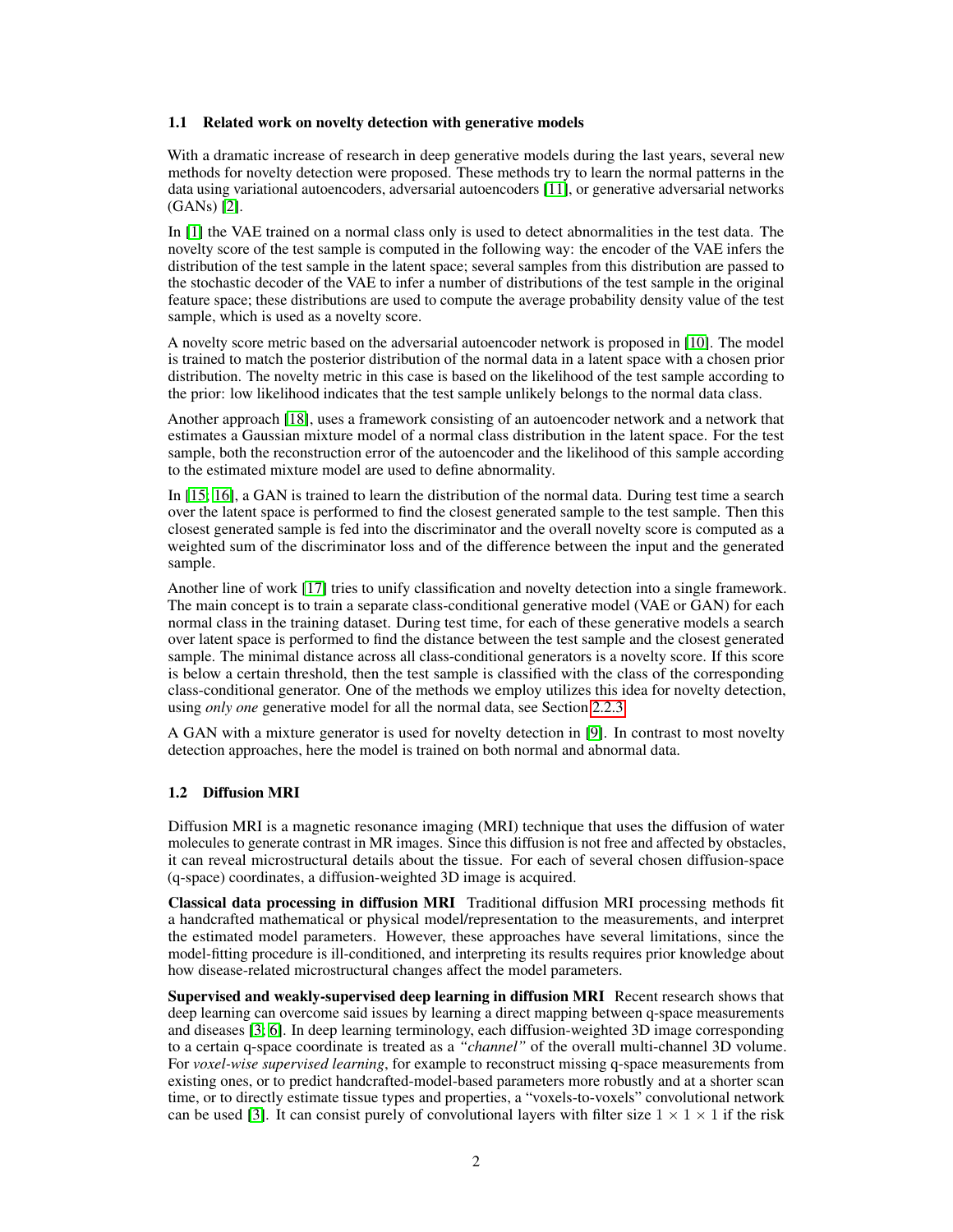### 1.1 Related work on novelty detection with generative models

With a dramatic increase of research in deep generative models during the last years, several new methods for novelty detection were proposed. These methods try to learn the normal patterns in the data using variational autoencoders, adversarial autoencoders [11], or generative adversarial networks (GANs) [2].

In [1] the VAE trained on a normal class only is used to detect abnormalities in the test data. The novelty score of the test sample is computed in the following way: the encoder of the VAE infers the distribution of the test sample in the latent space; several samples from this distribution are passed to the stochastic decoder of the VAE to infer a number of distributions of the test sample in the original feature space; these distributions are used to compute the average probability density value of the test sample, which is used as a novelty score.

A novelty score metric based on the adversarial autoencoder network is proposed in [10]. The model is trained to match the posterior distribution of the normal data in a latent space with a chosen prior distribution. The novelty metric in this case is based on the likelihood of the test sample according to the prior: low likelihood indicates that the test sample unlikely belongs to the normal data class.

Another approach [18], uses a framework consisting of an autoencoder network and a network that estimates a Gaussian mixture model of a normal class distribution in the latent space. For the test sample, both the reconstruction error of the autoencoder and the likelihood of this sample according to the estimated mixture model are used to define abnormality.

In [15, 16], a GAN is trained to learn the distribution of the normal data. During test time a search over the latent space is performed to find the closest generated sample to the test sample. Then this closest generated sample is fed into the discriminator and the overall novelty score is computed as a weighted sum of the discriminator loss and of the difference between the input and the generated sample.

Another line of work [17] tries to unify classification and novelty detection into a single framework. The main concept is to train a separate class-conditional generative model (VAE or GAN) for each normal class in the training dataset. During test time, for each of these generative models a search over latent space is performed to find the distance between the test sample and the closest generated sample. The minimal distance across all class-conditional generators is a novelty score. If this score is below a certain threshold, then the test sample is classified with the class of the corresponding class-conditional generator. One of the methods we employ utilizes this idea for novelty detection, using *only one* generative model for all the normal data, see Section 2.2.3.

A GAN with a mixture generator is used for novelty detection in [9]. In contrast to most novelty detection approaches, here the model is trained on both normal and abnormal data.

### 1.2 Diffusion MRI

Diffusion MRI is a magnetic resonance imaging (MRI) technique that uses the diffusion of water molecules to generate contrast in MR images. Since this diffusion is not free and affected by obstacles, it can reveal microstructural details about the tissue. For each of several chosen diffusion-space (q-space) coordinates, a diffusion-weighted 3D image is acquired.

**Classical data processing in diffusion MRI** Traditional diffusion MRI processing methods fit a handcrafted mathematical or physical model/representation to the measurements, and interpret the estimated model parameters. However, these approaches have several limitations, since the model-fitting procedure is ill-conditioned, and interpreting its results requires prior knowledge about how disease-related microstructural changes affect the model parameters.

**Supervised and weakly-supervised deep learning in diffusion MRI** Recent research shows that deep learning can overcome said issues by learning a direct mapping between q-space measurements and diseases [3; 6]. In deep learning terminology, each diffusion-weighted 3D image corresponding to a certain q-space coordinate is treated as a *"channel"* of the overall multi-channel 3D volume. For *voxel-wise supervised learning*, for example to reconstruct missing q-space measurements from existing ones, or to predict handcrafted-model-based parameters more robustly and at a shorter scan time, or to directly estimate tissue types and properties, a "voxels-to-voxels" convolutional network can be used [3]. It can consist purely of convolutional layers with filter size $1 \times 1 \times 1$ if the risk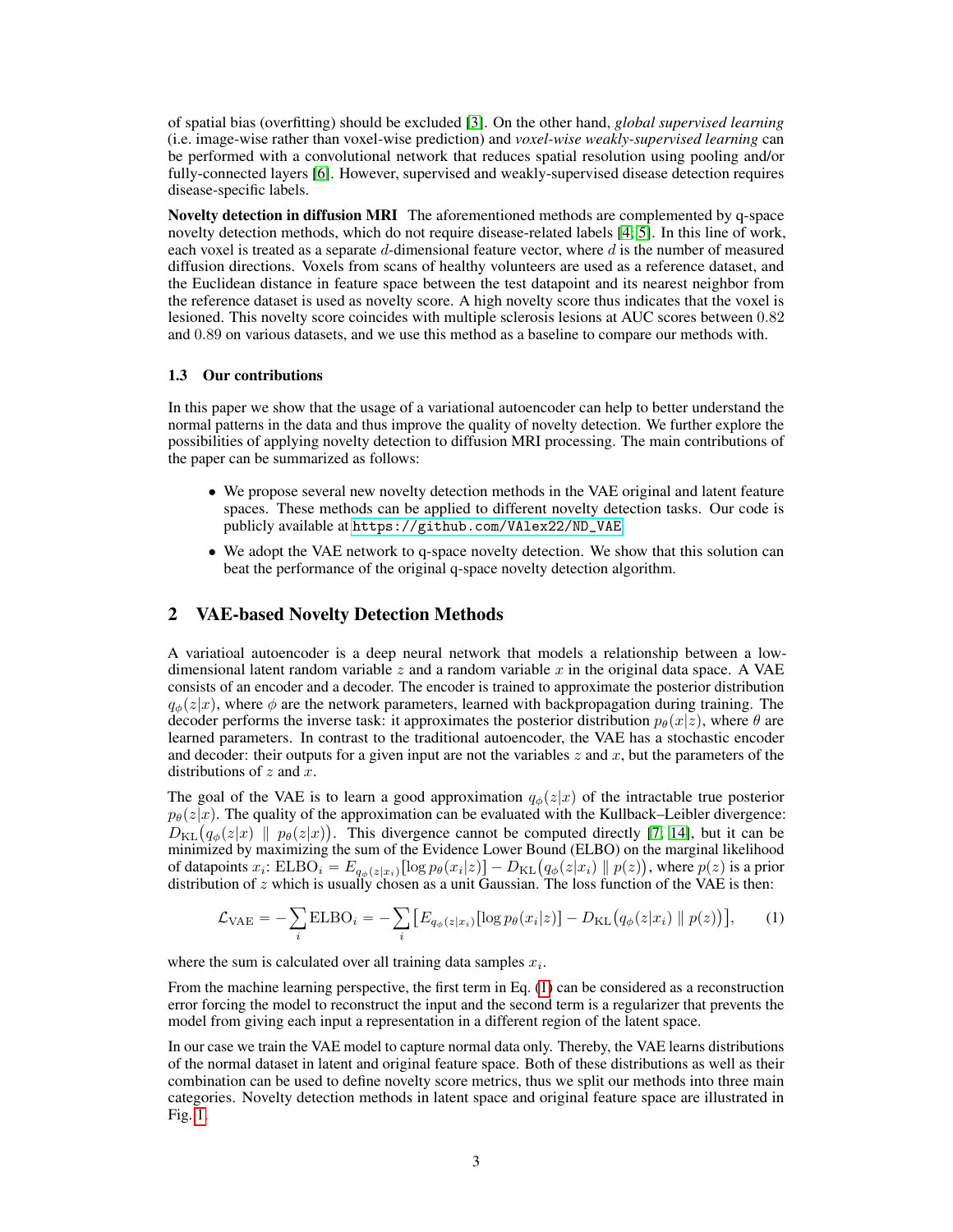of spatial bias (overfitting) should be excluded [3]. On the other hand, *global supervised learning* (i.e. image-wise rather than voxel-wise prediction) and *voxel-wise weakly-supervised learning* can be performed with a convolutional network that reduces spatial resolution using pooling and/or fully-connected layers [6]. However, supervised and weakly-supervised disease detection requires disease-specific labels.

**Novelty detection in diffusion MRI** The aforementioned methods are complemented by q-space novelty detection methods, which do not require disease-related labels [4, 5]. In this line of work, each voxel is treated as a separate $d$-dimensional feature vector, where $d$ is the number of measured diffusion directions. Voxels from scans of healthy volunteers are used as a reference dataset, and the Euclidean distance in feature space between the test datapoint and its nearest neighbor from the reference dataset is used as novelty score. A high novelty score thus indicates that the voxel is lesioned. This novelty score coincides with multiple sclerosis lesions at AUC scores between 0.82 and 0.89 on various datasets, and we use this method as a baseline to compare our methods with.

### 1.3 Our contributions

In this paper we show that the usage of a variational autoencoder can help to better understand the normal patterns in the data and thus improve the quality of novelty detection. We further explore the possibilities of applying novelty detection to diffusion MRI processing. The main contributions of the paper can be summarized as follows:

- We propose several new novelty detection methods in the VAE original and latent feature spaces. These methods can be applied to different novelty detection tasks. Our code is publicly available at `https://github.com/VAlex22/ND_VAE`
- We adopt the VAE network to q-space novelty detection. We show that this solution can beat the performance of the original q-space novelty detection algorithm.

## 2 VAE-based Novelty Detection Methods

A variatioal autoencoder is a deep neural network that models a relationship between a low-dimensional latent random variable $z$ and a random variable $x$ in the original data space. A VAE consists of an encoder and a decoder. The encoder is trained to approximate the posterior distribution $q_\phi(z|x)$, where $\phi$ are the network parameters, learned with backpropagation during training. The decoder performs the inverse task: it approximates the posterior distribution $p_\theta(x|z)$, where $\theta$ are learned parameters. In contrast to the traditional autoencoder, the VAE has a stochastic encoder and decoder: their outputs for a given input are not the variables $z$ and $x$, but the parameters of the distributions of $z$ and $x$.

The goal of the VAE is to learn a good approximation $q_\phi(z|x)$ of the intractable true posterior $p_\theta(z|x)$. The quality of the approximation can be evaluated with the Kullback–Leibler divergence: $D_{\mathrm{KL}}\big(q_\phi(z|x) \parallel p_\theta(z|x)\big)$. This divergence cannot be computed directly [7, 14], but it can be minimized by maximizing the sum of the Evidence Lower Bound (ELBO) on the marginal likelihood of datapoints $x_i$: $\mathrm{ELBO}_i = E_{q_\phi(z|x_i)}[\log p_\theta(x_i|z)] - D_{\mathrm{KL}}\big(q_\phi(z|x_i) \parallel p(z)\big)$, where $p(z)$ is a prior distribution of $z$ which is usually chosen as a unit Gaussian. The loss function of the VAE is then:

$$\mathcal{L}_{\mathrm{VAE}} = -\sum_i \mathrm{ELBO}_i = -\sum_i \big[E_{q_\phi(z|x_i)}[\log p_\theta(x_i|z)] - D_{\mathrm{KL}}\big(q_\phi(z|x_i) \parallel p(z)\big)\big], \tag{1}$$

where the sum is calculated over all training data samples $x_i$.

From the machine learning perspective, the first term in Eq. (1) can be considered as a reconstruction error forcing the model to reconstruct the input and the second term is a regularizer that prevents the model from giving each input a representation in a different region of the latent space.

In our case we train the VAE model to capture normal data only. Thereby, the VAE learns distributions of the normal dataset in latent and original feature space. Both of these distributions as well as their combination can be used to define novelty score metrics, thus we split our methods into three main categories. Novelty detection methods in latent space and original feature space are illustrated in Fig. 1.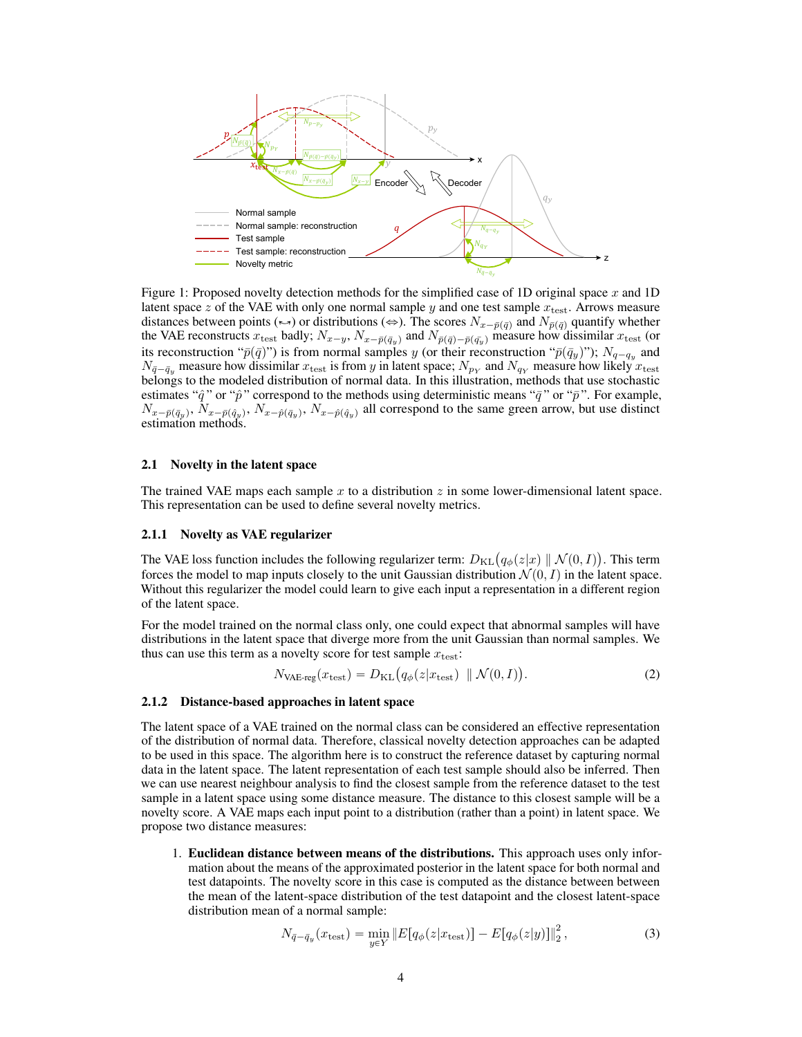Figure 1: Proposed novelty detection methods for the simplified case of 1D original space $x$ and 1D latent space $z$ of the VAE with only one normal sample $y$ and one test sample $x_{\text{test}}$. Arrows measure distances between points ($\hookleftarrow$) or distributions ($\Leftrightarrow$). The scores $N_{x-\bar{p}(\bar{q})}$ and $N_{\bar{p}(\bar{q})}$ quantify whether the VAE reconstructs $x_{\text{test}}$ badly; $N_{x-y}$, $N_{x-\bar{p}(\bar{q}_y)}$ and $N_{\bar{p}(\bar{q})-\bar{p}(\bar{q}_y)}$ measure how dissimilar $x_{\text{test}}$ (or its reconstruction "$\bar{p}(\bar{q})$") is from normal samples $y$ (or their reconstruction "$\bar{p}(\bar{q}_y)$"); $N_{q-q_y}$ and $N_{\bar{q}-\bar{q}_y}$ measure how dissimilar $x_{\text{test}}$ is from $y$ in latent space; $N_{p_Y}$ and $N_{q_Y}$ measure how likely $x_{\text{test}}$ belongs to the modeled distribution of normal data. In this illustration, methods that use stochastic estimates "$\hat{q}$" or "$\hat{p}$" correspond to the methods using deterministic means "$\bar{q}$" or "$\bar{p}$". For example, $N_{x-\bar{p}(\bar{q}_y)}$, $N_{x-\bar{p}(\hat{q}_y)}$, $N_{x-\hat{p}(\bar{q}_y)}$, $N_{x-\hat{p}(\hat{q}_y)}$ all correspond to the same green arrow, but use distinct estimation methods.

### 2.1 Novelty in the latent space

The trained VAE maps each sample $x$ to a distribution $z$ in some lower-dimensional latent space. This representation can be used to define several novelty metrics.

#### 2.1.1 Novelty as VAE regularizer

The VAE loss function includes the following regularizer term: $D_{\text{KL}}\big(q_\phi(z|x) \parallel \mathcal{N}(0, I)\big)$. This term forces the model to map inputs closely to the unit Gaussian distribution $\mathcal{N}(0, I)$ in the latent space. Without this regularizer the model could learn to give each input a representation in a different region of the latent space.

For the model trained on the normal class only, one could expect that abnormal samples will have distributions in the latent space that diverge more from the unit Gaussian than normal samples. We thus can use this term as a novelty score for test sample $x_{\text{test}}$:

$$N_{\text{VAE-reg}}(x_{\text{test}}) = D_{\text{KL}}\big(q_\phi(z|x_{\text{test}}) \parallel \mathcal{N}(0, I)\big). \tag{2}$$

#### 2.1.2 Distance-based approaches in latent space

The latent space of a VAE trained on the normal class can be considered an effective representation of the distribution of normal data. Therefore, classical novelty detection approaches can be adapted to be used in this space. The algorithm here is to construct the reference dataset by capturing normal data in the latent space. The latent representation of each test sample should also be inferred. Then we can use nearest neighbour analysis to find the closest sample from the reference dataset to the test sample in a latent space using some distance measure. The distance to this closest sample will be a novelty score. A VAE maps each input point to a distribution (rather than a point) in latent space. We propose two distance measures:

1. **Euclidean distance between means of the distributions.** This approach uses only information about the means of the approximated posterior in the latent space for both normal and test datapoints. The novelty score in this case is computed as the distance between between the mean of the latent-space distribution of the test datapoint and the closest latent-space distribution mean of a normal sample:

$$N_{\bar{q}-\bar{q}_y}(x_{\text{test}}) = \min_{y \in Y} \|E[q_\phi(z|x_{\text{test}})] - E[q_\phi(z|y)]\|_2^2, \tag{3}$$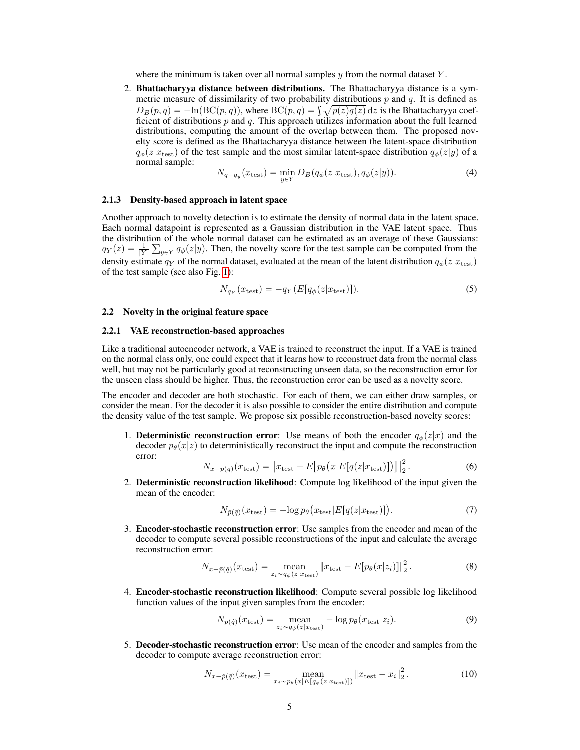where the minimum is taken over all normal samples $y$ from the normal dataset $Y$.

2. **Bhattacharyya distance between distributions.** The Bhattacharyya distance is a symmetric measure of dissimilarity of two probability distributions $p$ and $q$. It is defined as $D_B(p, q) = -\ln(\mathrm{BC}(p, q))$, where $\mathrm{BC}(p, q) = \int \sqrt{p(z)q(z)}\,\mathrm{d}z$ is the Bhattacharyya coefficient of distributions $p$ and $q$. This approach utilizes information about the full learned distributions, computing the amount of the overlap between them. The proposed novelty score is defined as the Bhattacharyya distance between the latent-space distribution $q_\phi(z|x_{\text{test}})$ of the test sample and the most similar latent-space distribution $q_\phi(z|y)$ of a normal sample:

$$N_{q-q_y}(x_{\text{test}}) = \min_{y \in Y} D_B(q_\phi(z|x_{\text{test}}), q_\phi(z|y)). \tag{4}$$

### 2.1.3 Density-based approach in latent space

Another approach to novelty detection is to estimate the density of normal data in the latent space. Each normal datapoint is represented as a Gaussian distribution in the VAE latent space. Thus the distribution of the whole normal dataset can be estimated as an average of these Gaussians: $q_Y(z) = \frac{1}{|Y|}\sum_{y \in Y} q_\phi(z|y)$. Then, the novelty score for the test sample can be computed from the density estimate $q_Y$ of the normal dataset, evaluated at the mean of the latent distribution $q_\phi(z|x_{\text{test}})$ of the test sample (see also Fig. 1):

$$N_{q_Y}(x_{\text{test}}) = -q_Y(E[q_\phi(z|x_{\text{test}})]). \tag{5}$$

## 2.2 Novelty in the original feature space

### 2.2.1 VAE reconstruction-based approaches

Like a traditional autoencoder network, a VAE is trained to reconstruct the input. If a VAE is trained on the normal class only, one could expect that it learns how to reconstruct data from the normal class well, but may not be particularly good at reconstructing unseen data, so the reconstruction error for the unseen class should be higher. Thus, the reconstruction error can be used as a novelty score.

The encoder and decoder are both stochastic. For each of them, we can either draw samples, or consider the mean. For the decoder it is also possible to consider the entire distribution and compute the density value of the test sample. We propose six possible reconstruction-based novelty scores:

1. **Deterministic reconstruction error**: Use means of both the encoder $q_\phi(z|x)$ and the decoder $p_\theta(x|z)$ to deterministically reconstruct the input and compute the reconstruction error:

$$N_{x-\bar{p}(\bar{q})}(x_{\text{test}}) = \left\| x_{\text{test}} - E\big[p_\theta\big(x|E[q(z|x_{\text{test}})]\big)\big] \right\|_2^2. \tag{6}$$

2. **Deterministic reconstruction likelihood**: Compute log likelihood of the input given the mean of the encoder:

$$N_{\bar{p}(\bar{q})}(x_{\text{test}}) = -\log p_\theta\big(x_{\text{test}}|E[q(z|x_{\text{test}})]\big). \tag{7}$$

3. **Encoder-stochastic reconstruction error**: Use samples from the encoder and mean of the decoder to compute several possible reconstructions of the input and calculate the average reconstruction error:

$$N_{x-\bar{p}(\hat{q})}(x_{\text{test}}) = \underset{z_i \sim q_\phi(z|x_{\text{test}})}{\text{mean}} \left\| x_{\text{test}} - E[p_\theta(x|z_i)] \right\|_2^2. \tag{8}$$

4. **Encoder-stochastic reconstruction likelihood**: Compute several possible log likelihood function values of the input given samples from the encoder:

$$N_{\bar{p}(\hat{q})}(x_{\text{test}}) = \underset{z_i \sim q_\phi(z|x_{\text{test}})}{\text{mean}} -\log p_\theta(x_{\text{test}}|z_i). \tag{9}$$

5. **Decoder-stochastic reconstruction error**: Use mean of the encoder and samples from the decoder to compute average reconstruction error:

$$N_{x-\hat{p}(\bar{q})}(x_{\text{test}}) = \underset{x_i \sim p_\theta(x|E[q_\phi(z|x_{\text{test}})])}{\text{mean}} \left\| x_{\text{test}} - x_i \right\|_2^2. \tag{10}$$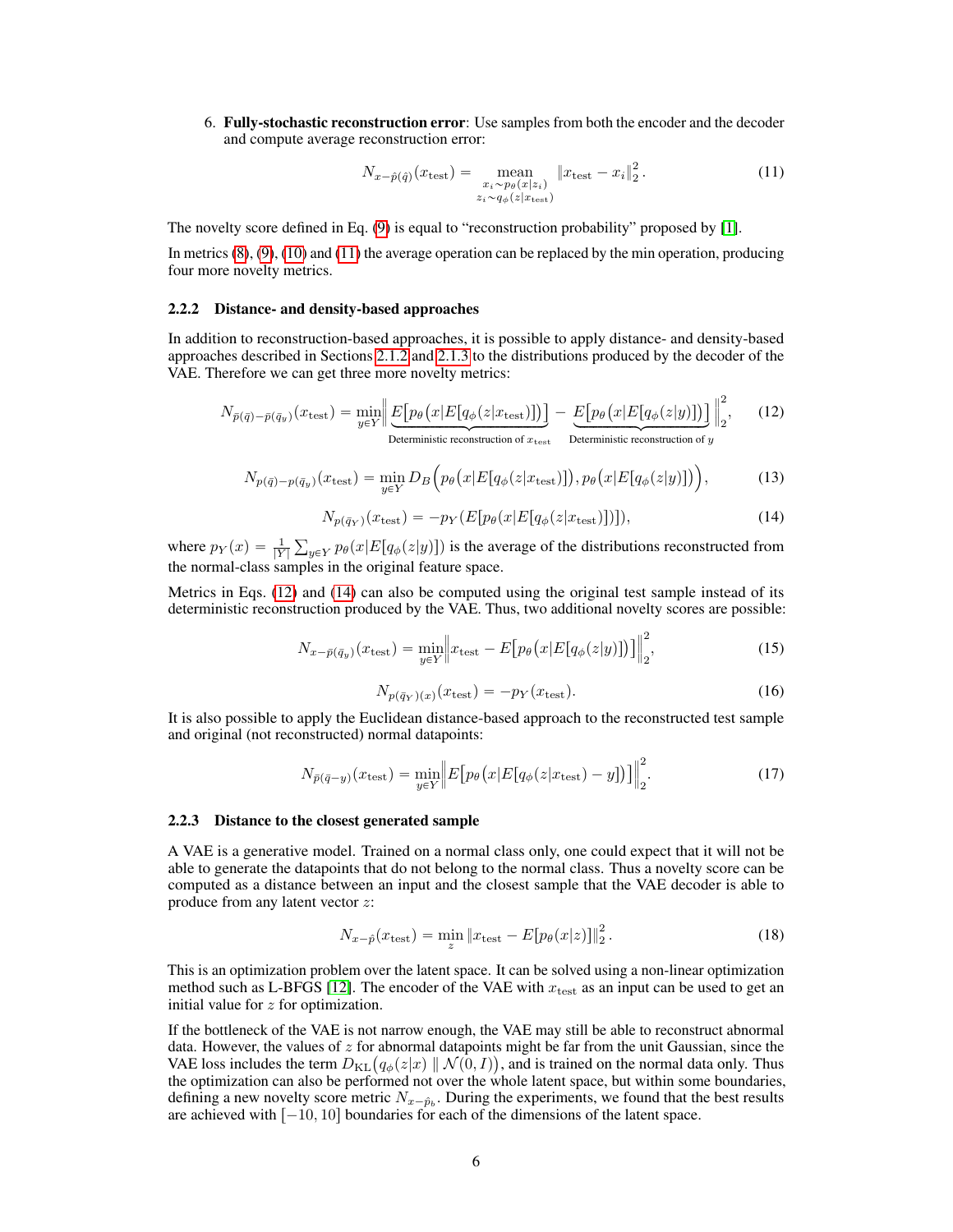6. **Fully-stochastic reconstruction error**: Use samples from both the encoder and the decoder and compute average reconstruction error:

$$N_{x-\hat{p}(\hat{q})}(x_{\text{test}}) = \underset{\substack{x_i \sim p_\theta(x|z_i) \\ z_i \sim q_\phi(z|x_{\text{test}})}}{\text{mean}} \|x_{\text{test}} - x_i\|_2^2 . \tag{11}$$

The novelty score defined in Eq. (9) is equal to "reconstruction probability" proposed by [1].

In metrics (8), (9), (10) and (11) the average operation can be replaced by the min operation, producing four more novelty metrics.

### 2.2.2 Distance- and density-based approaches

In addition to reconstruction-based approaches, it is possible to apply distance- and density-based approaches described in Sections 2.1.2 and 2.1.3 to the distributions produced by the decoder of the VAE. Therefore we can get three more novelty metrics:

$$N_{\bar{p}(\bar{q})-\bar{p}(\bar{q}_y)}(x_{\text{test}}) = \min_{y\in Y} \Big\| \underbrace{E\big[p_\theta\big(x|E[q_\phi(z|x_{\text{test}})]\big)\big]}_{\text{Deterministic reconstruction of } x_{\text{test}}} - \underbrace{E\big[p_\theta\big(x|E[q_\phi(z|y)]\big)\big]}_{\text{Deterministic reconstruction of } y} \Big\|_2^2, \tag{12}$$

$$N_{p(\bar{q})-p(\bar{q}_y)}(x_{\text{test}}) = \min_{y\in Y} D_B\Big(p_\theta\big(x|E[q_\phi(z|x_{\text{test}})]\big), p_\theta\big(x|E[q_\phi(z|y)]\big)\Big), \tag{13}$$

$$N_{p(\bar{q}_Y)}(x_{\text{test}}) = -p_Y(E[p_\theta(x|E[q_\phi(z|x_{\text{test}})])]), \tag{14}$$

where $p_Y(x) = \frac{1}{|Y|}\sum_{y\in Y} p_\theta(x|E[q_\phi(z|y)])$ is the average of the distributions reconstructed from the normal-class samples in the original feature space.

Metrics in Eqs. (12) and (14) can also be computed using the original test sample instead of its deterministic reconstruction produced by the VAE. Thus, two additional novelty scores are possible:

$$N_{x-\bar{p}(\bar{q}_y)}(x_{\text{test}}) = \min_{y\in Y} \Big\| x_{\text{test}} - E\big[p_\theta\big(x|E[q_\phi(z|y)]\big)\big] \Big\|_2^2, \tag{15}$$

$$N_{p(\bar{q}_Y)(x)}(x_{\text{test}}) = -p_Y(x_{\text{test}}). \tag{16}$$

It is also possible to apply the Euclidean distance-based approach to the reconstructed test sample and original (not reconstructed) normal datapoints:

$$N_{\bar{p}(\bar{q}-y)}(x_{\text{test}}) = \min_{y\in Y} \Big\| E\big[p_\theta\big(x|E[q_\phi(z|x_{\text{test}}) - y]\big)\big] \Big\|_2^2. \tag{17}$$

### 2.2.3 Distance to the closest generated sample

A VAE is a generative model. Trained on a normal class only, one could expect that it will not be able to generate the datapoints that do not belong to the normal class. Thus a novelty score can be computed as a distance between an input and the closest sample that the VAE decoder is able to produce from any latent vector $z$:

$$N_{x-\hat{p}}(x_{\text{test}}) = \min_{z} \|x_{\text{test}} - E[p_\theta(x|z)]\|_2^2 . \tag{18}$$

This is an optimization problem over the latent space. It can be solved using a non-linear optimization method such as L-BFGS [12]. The encoder of the VAE with $x_{\text{test}}$ as an input can be used to get an initial value for $z$ for optimization.

If the bottleneck of the VAE is not narrow enough, the VAE may still be able to reconstruct abnormal data. However, the values of $z$ for abnormal datapoints might be far from the unit Gaussian, since the VAE loss includes the term $D_{\text{KL}}\big(q_\phi(z|x) \parallel \mathcal{N}(0, I)\big)$, and is trained on the normal data only. Thus the optimization can also be performed not over the whole latent space, but within some boundaries, defining a new novelty score metric $N_{x-\hat{p}_b}$. During the experiments, we found that the best results are achieved with $[-10, 10]$ boundaries for each of the dimensions of the latent space.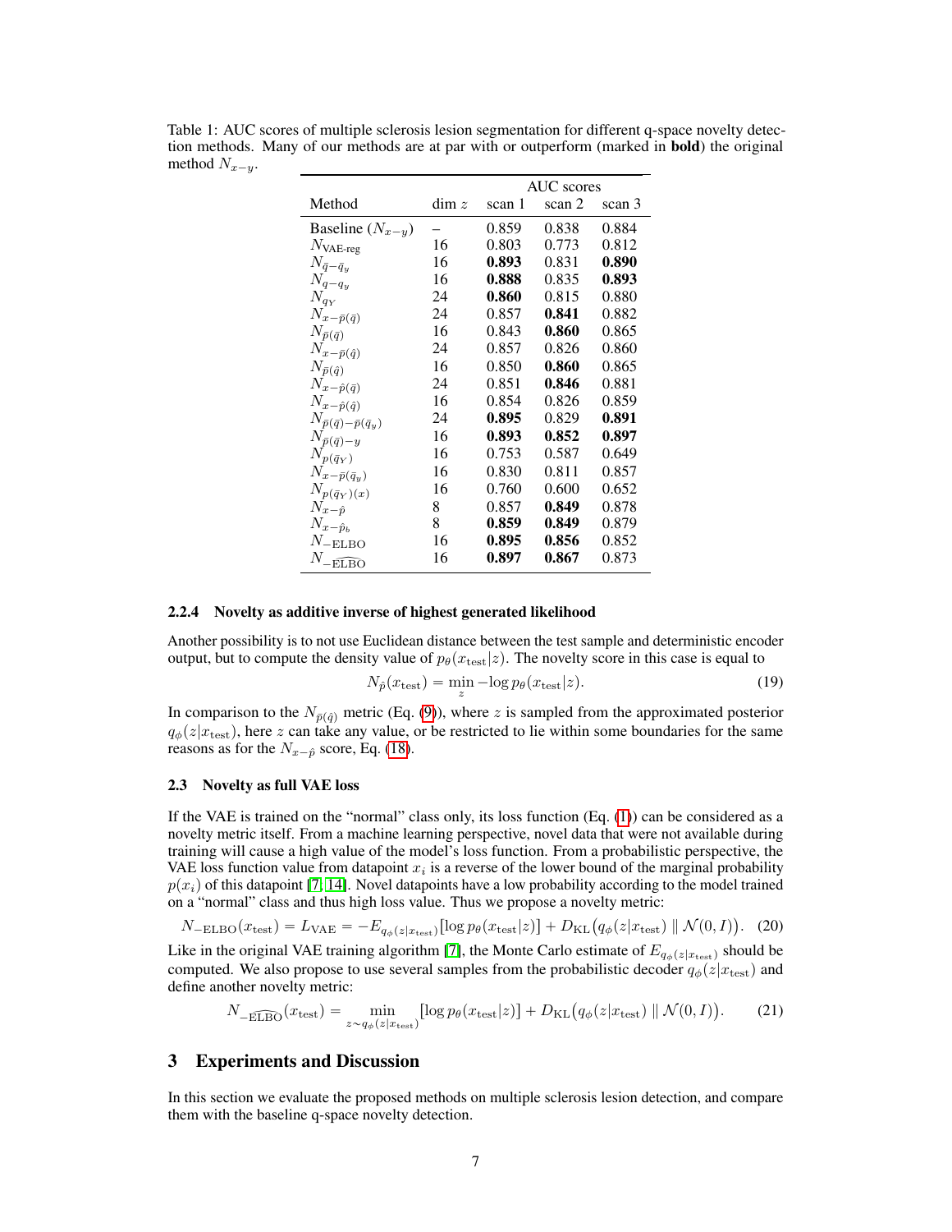Table 1: AUC scores of multiple sclerosis lesion segmentation for different q-space novelty detection methods. Many of our methods are at par with or outperform (marked in **bold**) the original method $N_{x-y}$.

| Method | dim $z$ | AUC scores scan 1 | scan 2 | scan 3 |
|---|---|---|---|---|
| Baseline ($N_{x-y}$) | – | 0.859 | 0.838 | 0.884 |
| $N_{\text{VAE-reg}}$ | 16 | 0.803 | 0.773 | 0.812 |
| $N_{\bar{q}-\bar{q}_y}$ | 16 | **0.893** | 0.831 | **0.890** |
| $N_{q-q_y}$ | 16 | **0.888** | 0.835 | **0.893** |
| $N_{q_Y}$ | 24 | **0.860** | 0.815 | 0.880 |
| $N_{x-\bar{p}(\bar{q})}$ | 24 | 0.857 | **0.841** | 0.882 |
| $N_{\bar{p}(\bar{q})}$ | 16 | 0.843 | **0.860** | 0.865 |
| $N_{x-\bar{p}(\hat{q})}$ | 24 | 0.857 | 0.826 | 0.860 |
| $N_{\bar{p}(\hat{q})}$ | 16 | 0.850 | **0.860** | 0.865 |
| $N_{x-\hat{p}(\bar{q})}$ | 24 | 0.851 | **0.846** | 0.881 |
| $N_{x-\hat{p}(\hat{q})}$ | 16 | 0.854 | 0.826 | 0.859 |
| $N_{\bar{p}(\bar{q})-\bar{p}(\bar{q}_y)}$ | 24 | **0.895** | 0.829 | **0.891** |
| $N_{\bar{p}(\bar{q})-y}$ | 16 | **0.893** | **0.852** | **0.897** |
| $N_{p(\bar{q}_Y)}$ | 16 | 0.753 | 0.587 | 0.649 |
| $N_{x-\bar{p}(\bar{q}_y)}$ | 16 | 0.830 | 0.811 | 0.857 |
| $N_{p(\bar{q}_Y)(x)}$ | 16 | 0.760 | 0.600 | 0.652 |
| $N_{x-\hat{p}}$ | 8 | 0.857 | **0.849** | 0.878 |
| $N_{x-\hat{p}_b}$ | 8 | **0.859** | **0.849** | 0.879 |
| $N_{-\text{ELBO}}$ | 16 | **0.895** | **0.856** | 0.852 |
| $N_{-\widehat{\text{ELBO}}}$ | 16 | **0.897** | **0.867** | 0.873 |

### 2.2.4 Novelty as additive inverse of highest generated likelihood

Another possibility is to not use Euclidean distance between the test sample and deterministic encoder output, but to compute the density value of $p_\theta(x_{\text{test}}|z)$. The novelty score in this case is equal to

$$N_{\hat{p}}(x_{\text{test}}) = \min_z -\log p_\theta(x_{\text{test}}|z). \tag{19}$$

In comparison to the $N_{\bar{p}(\hat{q})}$ metric (Eq. (9)), where $z$ is sampled from the approximated posterior $q_\phi(z|x_{\text{test}})$, here $z$ can take any value, or be restricted to lie within some boundaries for the same reasons as for the $N_{x-\hat{p}}$ score, Eq. (18).

## 2.3 Novelty as full VAE loss

If the VAE is trained on the "normal" class only, its loss function (Eq. (1)) can be considered as a novelty metric itself. From a machine learning perspective, novel data that were not available during training will cause a high value of the model's loss function. From a probabilistic perspective, the VAE loss function value from datapoint $x_i$ is a reverse of the lower bound of the marginal probability $p(x_i)$ of this datapoint [7, 14]. Novel datapoints have a low probability according to the model trained on a "normal" class and thus high loss value. Thus we propose a novelty metric:

$$N_{-\text{ELBO}}(x_{\text{test}}) = L_{\text{VAE}} = -E_{q_\phi(z|x_{\text{test}})}[\log p_\theta(x_{\text{test}}|z)] + D_{\text{KL}}\big(q_\phi(z|x_{\text{test}}) \parallel \mathcal{N}(0, I)\big). \tag{20}$$

Like in the original VAE training algorithm [7], the Monte Carlo estimate of $E_{q_\phi(z|x_{\text{test}})}$ should be computed. We also propose to use several samples from the probabilistic decoder $q_\phi(z|x_{\text{test}})$ and define another novelty metric:

$$N_{-\widehat{\text{ELBO}}}(x_{\text{test}}) = \min_{z \sim q_\phi(z|x_{\text{test}})} [\log p_\theta(x_{\text{test}}|z)] + D_{\text{KL}}\big(q_\phi(z|x_{\text{test}}) \parallel \mathcal{N}(0, I)\big). \tag{21}$$

# 3 Experiments and Discussion

In this section we evaluate the proposed methods on multiple sclerosis lesion detection, and compare them with the baseline q-space novelty detection.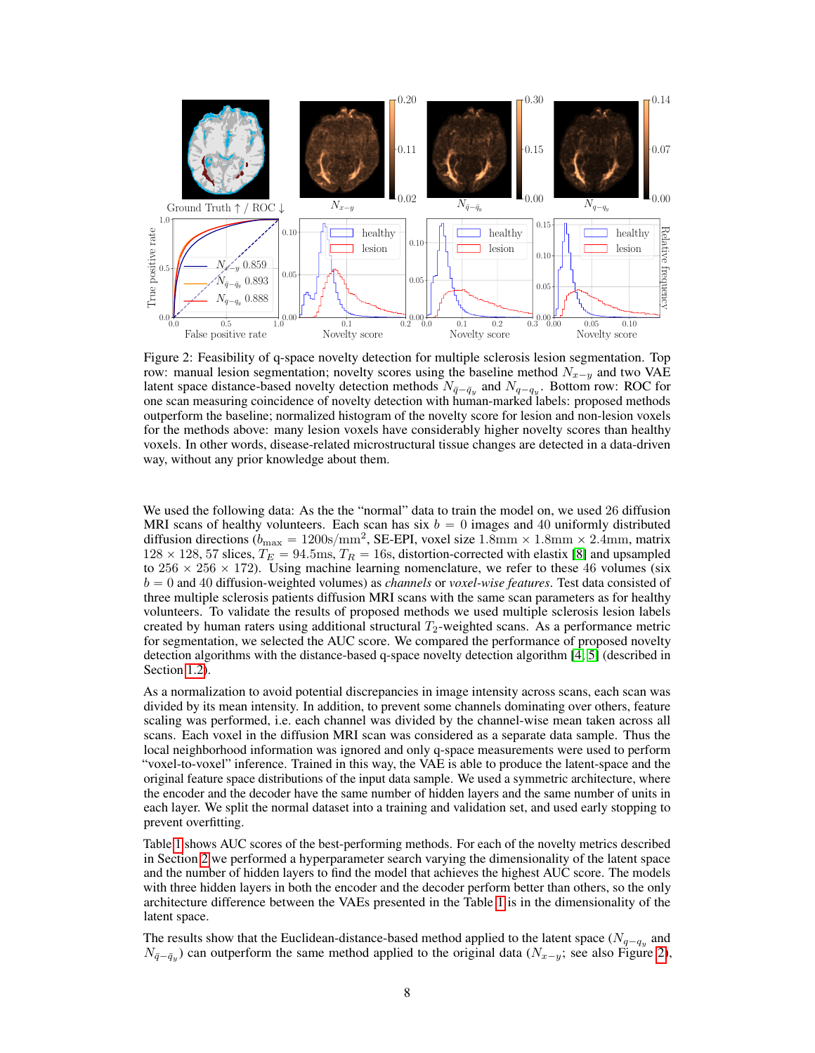Figure 2: Feasibility of q-space novelty detection for multiple sclerosis lesion segmentation. Top row: manual lesion segmentation; novelty scores using the baseline method $N_{x-y}$ and two VAE latent space distance-based novelty detection methods $N_{\bar{q}-\bar{q}_y}$ and $N_{q-q_y}$. Bottom row: ROC for one scan measuring coincidence of novelty detection with human-marked labels: proposed methods outperform the baseline; normalized histogram of the novelty score for lesion and non-lesion voxels for the methods above: many lesion voxels have considerably higher novelty scores than healthy voxels. In other words, disease-related microstructural tissue changes are detected in a data-driven way, without any prior knowledge about them.

We used the following data: As the the "normal" data to train the model on, we used 26 diffusion MRI scans of healthy volunteers. Each scan has six $b = 0$ images and 40 uniformly distributed diffusion directions ($b_{\max} = 1200\text{s/mm}^2$, SE-EPI, voxel size $1.8\text{mm} \times 1.8\text{mm} \times 2.4\text{mm}$, matrix $128 \times 128$, 57 slices, $T_E = 94.5\text{ms}$, $T_R = 16\text{s}$, distortion-corrected with elastix [8] and upsampled to $256 \times 256 \times 172$). Using machine learning nomenclature, we refer to these 46 volumes (six $b = 0$ and 40 diffusion-weighted volumes) as *channels* or *voxel-wise features*. Test data consisted of three multiple sclerosis patients diffusion MRI scans with the same scan parameters as for healthy volunteers. To validate the results of proposed methods we used multiple sclerosis lesion labels created by human raters using additional structural $T_2$-weighted scans. As a performance metric for segmentation, we selected the AUC score. We compared the performance of proposed novelty detection algorithms with the distance-based q-space novelty detection algorithm [4, 5] (described in Section 1.2).

As a normalization to avoid potential discrepancies in image intensity across scans, each scan was divided by its mean intensity. In addition, to prevent some channels dominating over others, feature scaling was performed, i.e. each channel was divided by the channel-wise mean taken across all scans. Each voxel in the diffusion MRI scan was considered as a separate data sample. Thus the local neighborhood information was ignored and only q-space measurements were used to perform "voxel-to-voxel" inference. Trained in this way, the VAE is able to produce the latent-space and the original feature space distributions of the input data sample. We used a symmetric architecture, where the encoder and the decoder have the same number of hidden layers and the same number of units in each layer. We split the normal dataset into a training and validation set, and used early stopping to prevent overfitting.

Table 1 shows AUC scores of the best-performing methods. For each of the novelty metrics described in Section 2 we performed a hyperparameter search varying the dimensionality of the latent space and the number of hidden layers to find the model that achieves the highest AUC score. The models with three hidden layers in both the encoder and the decoder perform better than others, so the only architecture difference between the VAEs presented in the Table 1 is in the dimensionality of the latent space.

The results show that the Euclidean-distance-based method applied to the latent space ($N_{q-q_y}$ and $N_{\bar{q}-\bar{q}_y}$) can outperform the same method applied to the original data ($N_{x-y}$; see also Figure 2),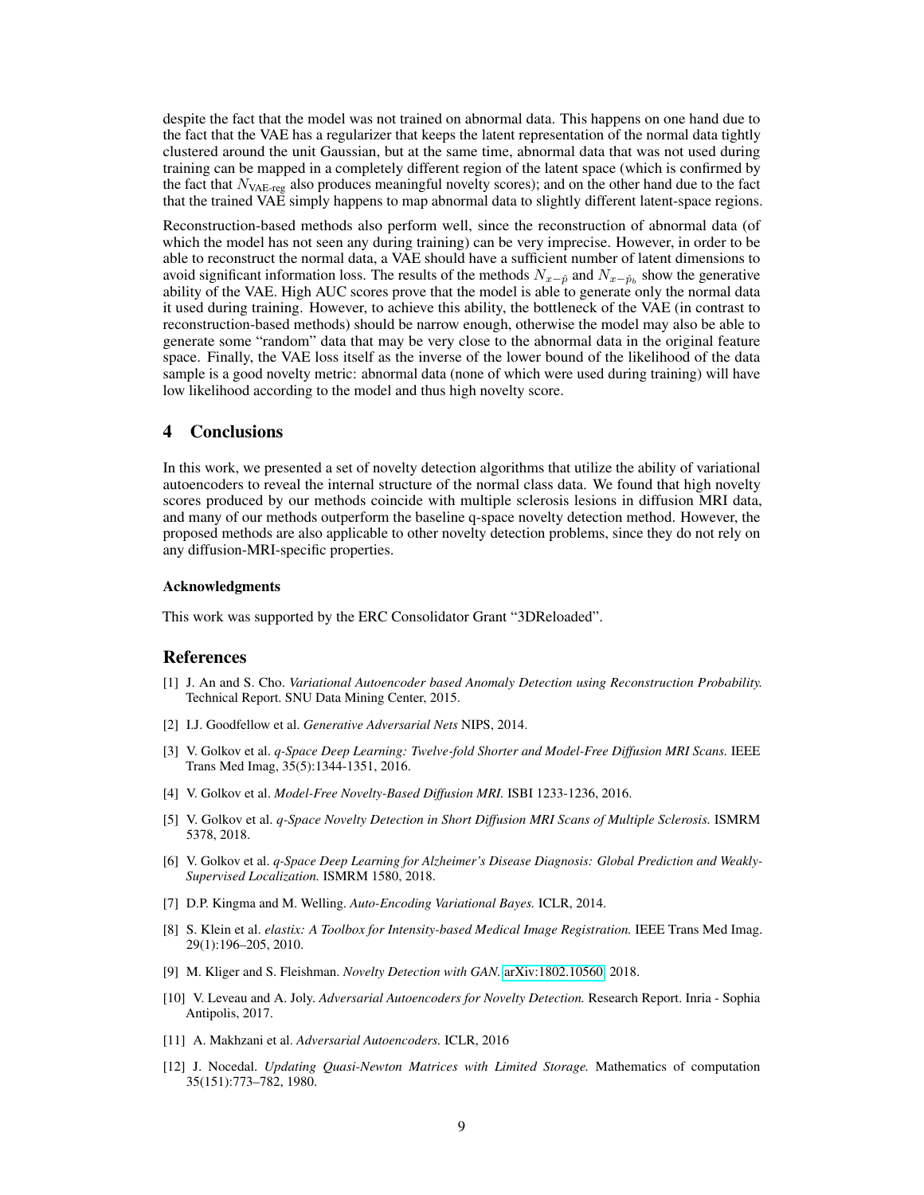despite the fact that the model was not trained on abnormal data. This happens on one hand due to the fact that the VAE has a regularizer that keeps the latent representation of the normal data tightly clustered around the unit Gaussian, but at the same time, abnormal data that was not used during training can be mapped in a completely different region of the latent space (which is confirmed by the fact that $N_{\text{VAE-reg}}$ also produces meaningful novelty scores); and on the other hand due to the fact that the trained VAE simply happens to map abnormal data to slightly different latent-space regions.

Reconstruction-based methods also perform well, since the reconstruction of abnormal data (of which the model has not seen any during training) can be very imprecise. However, in order to be able to reconstruct the normal data, a VAE should have a sufficient number of latent dimensions to avoid significant information loss. The results of the methods $N_{x-\hat{p}}$ and $N_{x-\hat{p}_b}$ show the generative ability of the VAE. High AUC scores prove that the model is able to generate only the normal data it used during training. However, to achieve this ability, the bottleneck of the VAE (in contrast to reconstruction-based methods) should be narrow enough, otherwise the model may also be able to generate some "random" data that may be very close to the abnormal data in the original feature space. Finally, the VAE loss itself as the inverse of the lower bound of the likelihood of the data sample is a good novelty metric: abnormal data (none of which were used during training) will have low likelihood according to the model and thus high novelty score.

## 4 Conclusions

In this work, we presented a set of novelty detection algorithms that utilize the ability of variational autoencoders to reveal the internal structure of the normal class data. We found that high novelty scores produced by our methods coincide with multiple sclerosis lesions in diffusion MRI data, and many of our methods outperform the baseline q-space novelty detection method. However, the proposed methods are also applicable to other novelty detection problems, since they do not rely on any diffusion-MRI-specific properties.

#### Acknowledgments

This work was supported by the ERC Consolidator Grant "3DReloaded".

## References

[1] J. An and S. Cho. *Variational Autoencoder based Anomaly Detection using Reconstruction Probability.* Technical Report. SNU Data Mining Center, 2015.

[2] I.J. Goodfellow et al. *Generative Adversarial Nets* NIPS, 2014.

[3] V. Golkov et al. *q-Space Deep Learning: Twelve-fold Shorter and Model-Free Diffusion MRI Scans.* IEEE Trans Med Imag, 35(5):1344-1351, 2016.

[4] V. Golkov et al. *Model-Free Novelty-Based Diffusion MRI.* ISBI 1233-1236, 2016.

[5] V. Golkov et al. *q-Space Novelty Detection in Short Diffusion MRI Scans of Multiple Sclerosis.* ISMRM 5378, 2018.

[6] V. Golkov et al. *q-Space Deep Learning for Alzheimer's Disease Diagnosis: Global Prediction and Weakly-Supervised Localization.* ISMRM 1580, 2018.

[7] D.P. Kingma and M. Welling. *Auto-Encoding Variational Bayes.* ICLR, 2014.

[8] S. Klein et al. *elastix: A Toolbox for Intensity-based Medical Image Registration.* IEEE Trans Med Imag. 29(1):196–205, 2010.

[9] M. Kliger and S. Fleishman. *Novelty Detection with GAN.* arXiv:1802.10560, 2018.

[10] V. Leveau and A. Joly. *Adversarial Autoencoders for Novelty Detection.* Research Report. Inria - Sophia Antipolis, 2017.

[11] A. Makhzani et al. *Adversarial Autoencoders.* ICLR, 2016

[12] J. Nocedal. *Updating Quasi-Newton Matrices with Limited Storage.* Mathematics of computation 35(151):773–782, 1980.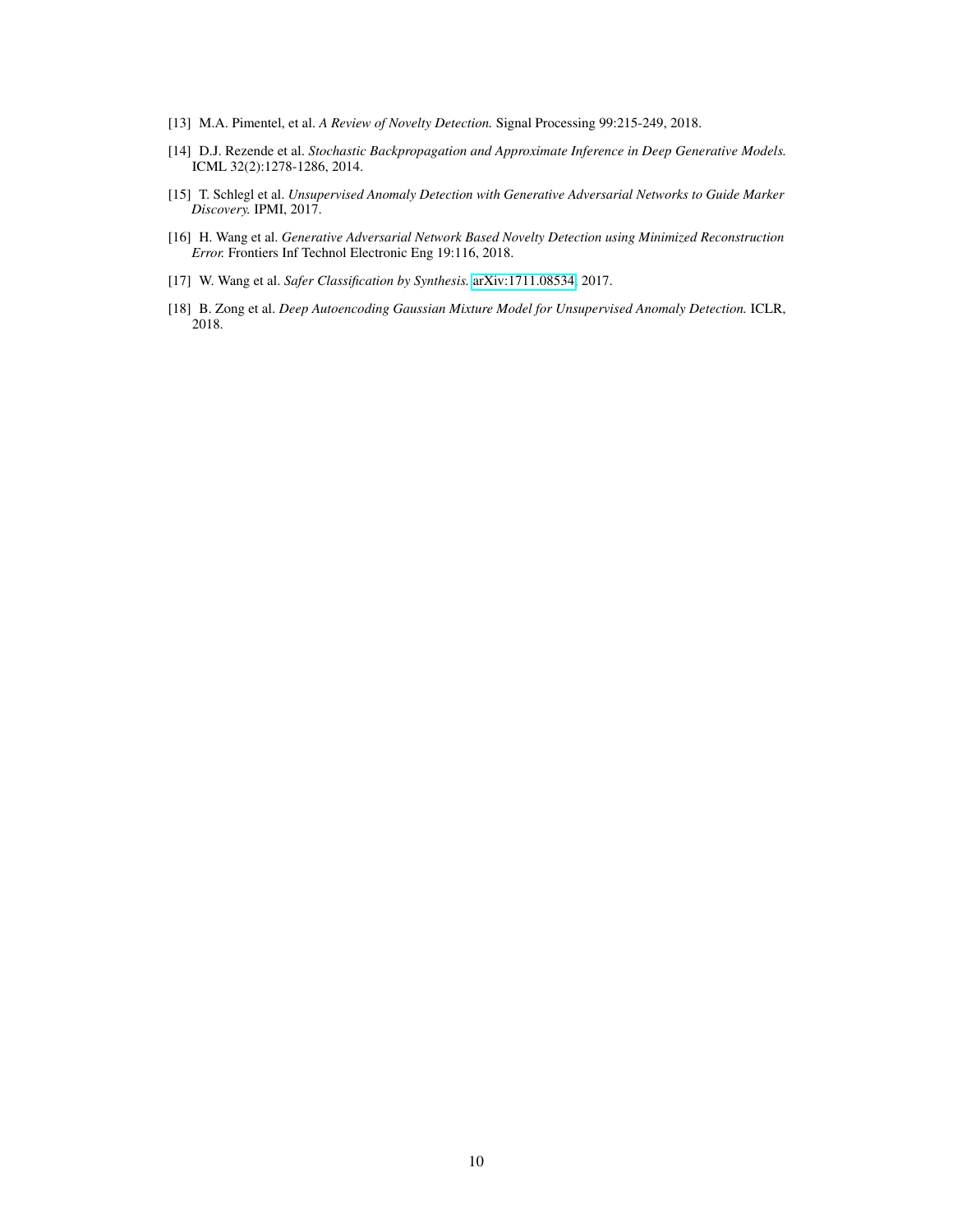[13] M.A. Pimentel, et al. *A Review of Novelty Detection.* Signal Processing 99:215-249, 2018.

[14] D.J. Rezende et al. *Stochastic Backpropagation and Approximate Inference in Deep Generative Models.* ICML 32(2):1278-1286, 2014.

[15] T. Schlegl et al. *Unsupervised Anomaly Detection with Generative Adversarial Networks to Guide Marker Discovery.* IPMI, 2017.

[16] H. Wang et al. *Generative Adversarial Network Based Novelty Detection using Minimized Reconstruction Error.* Frontiers Inf Technol Electronic Eng 19:116, 2018.

[17] W. Wang et al. *Safer Classification by Synthesis.* arXiv:1711.08534, 2017.

[18] B. Zong et al. *Deep Autoencoding Gaussian Mixture Model for Unsupervised Anomaly Detection.* ICLR, 2018.